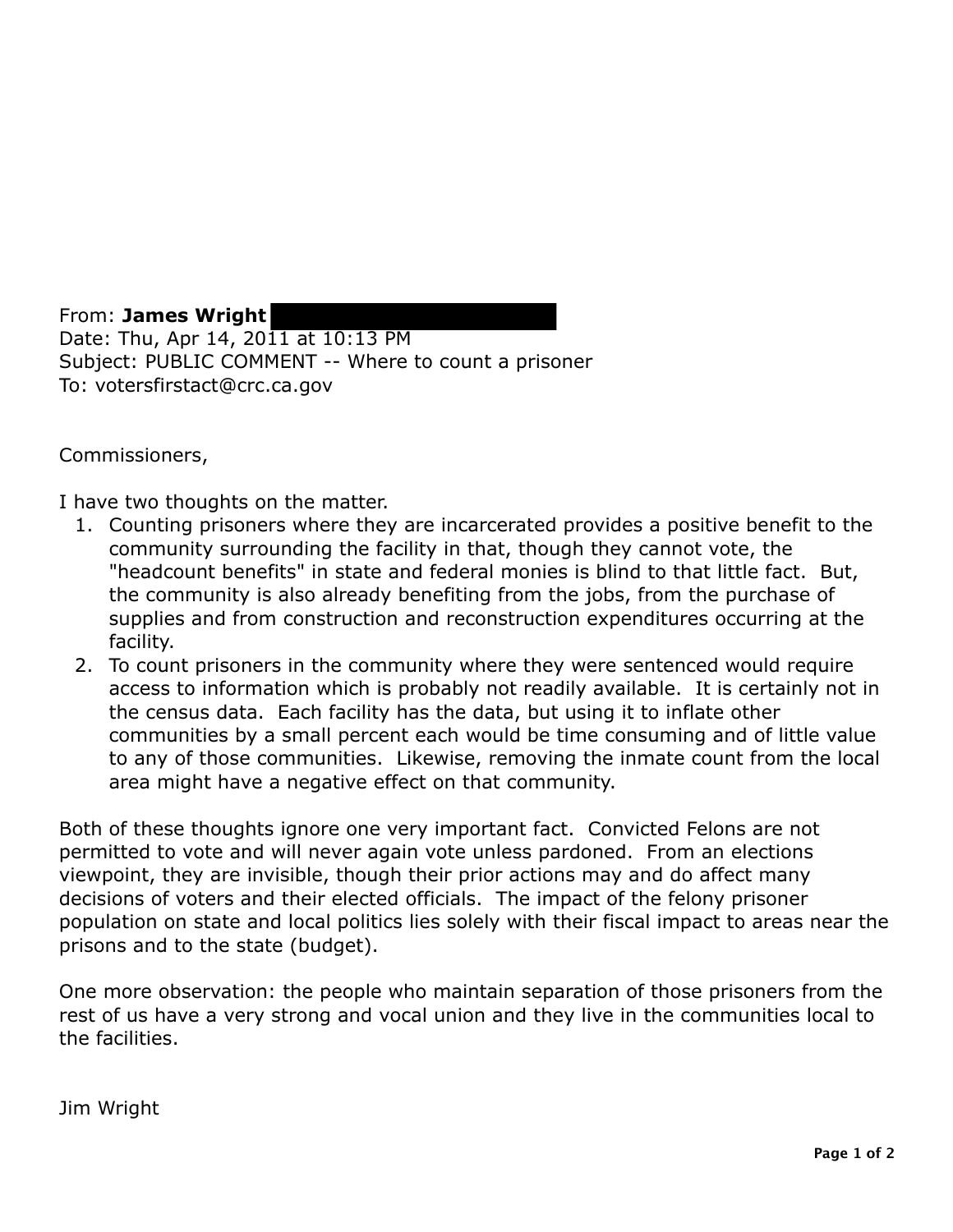From: **James Wright** 
Date: Thu, Apr 14, 2011 at 10:13 PM
Subject: PUBLIC COMMENT -- Where to count a prisoner
To: votersfirstact@crc.ca.gov

Commissioners,

I have two thoughts on the matter.

1. Counting prisoners where they are incarcerated provides a positive benefit to the community surrounding the facility in that, though they cannot vote, the "headcount benefits" in state and federal monies is blind to that little fact. But, the community is also already benefiting from the jobs, from the purchase of supplies and from construction and reconstruction expenditures occurring at the facility.
2. To count prisoners in the community where they were sentenced would require access to information which is probably not readily available. It is certainly not in the census data. Each facility has the data, but using it to inflate other communities by a small percent each would be time consuming and of little value to any of those communities. Likewise, removing the inmate count from the local area might have a negative effect on that community.

Both of these thoughts ignore one very important fact. Convicted Felons are not permitted to vote and will never again vote unless pardoned. From an elections viewpoint, they are invisible, though their prior actions may and do affect many decisions of voters and their elected officials. The impact of the felony prisoner population on state and local politics lies solely with their fiscal impact to areas near the prisons and to the state (budget).

One more observation: the people who maintain separation of those prisoners from the rest of us have a very strong and vocal union and they live in the communities local to the facilities.

Jim Wright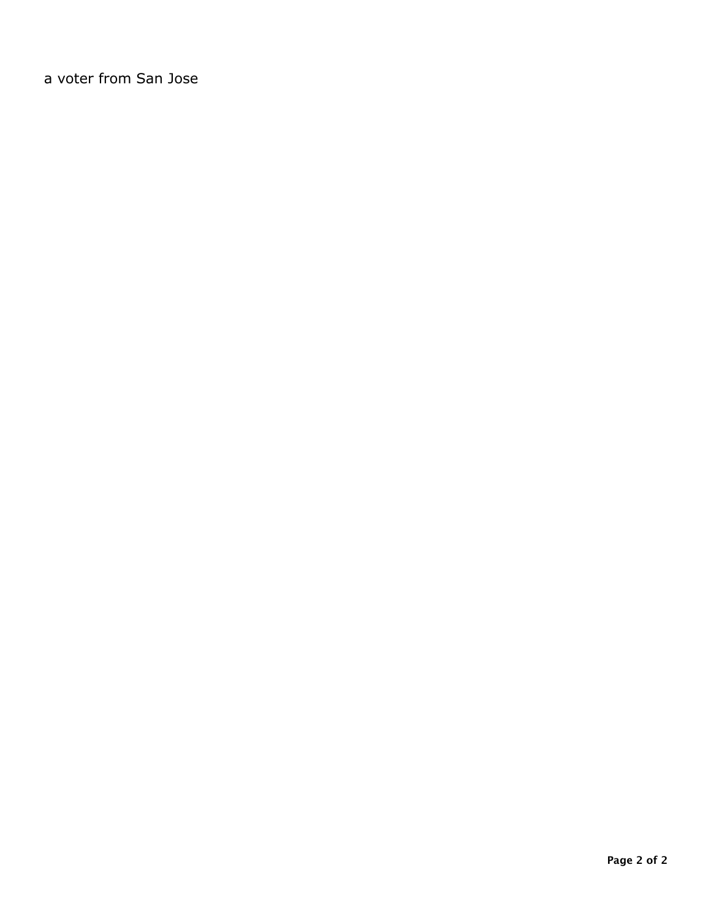a voter from San Jose